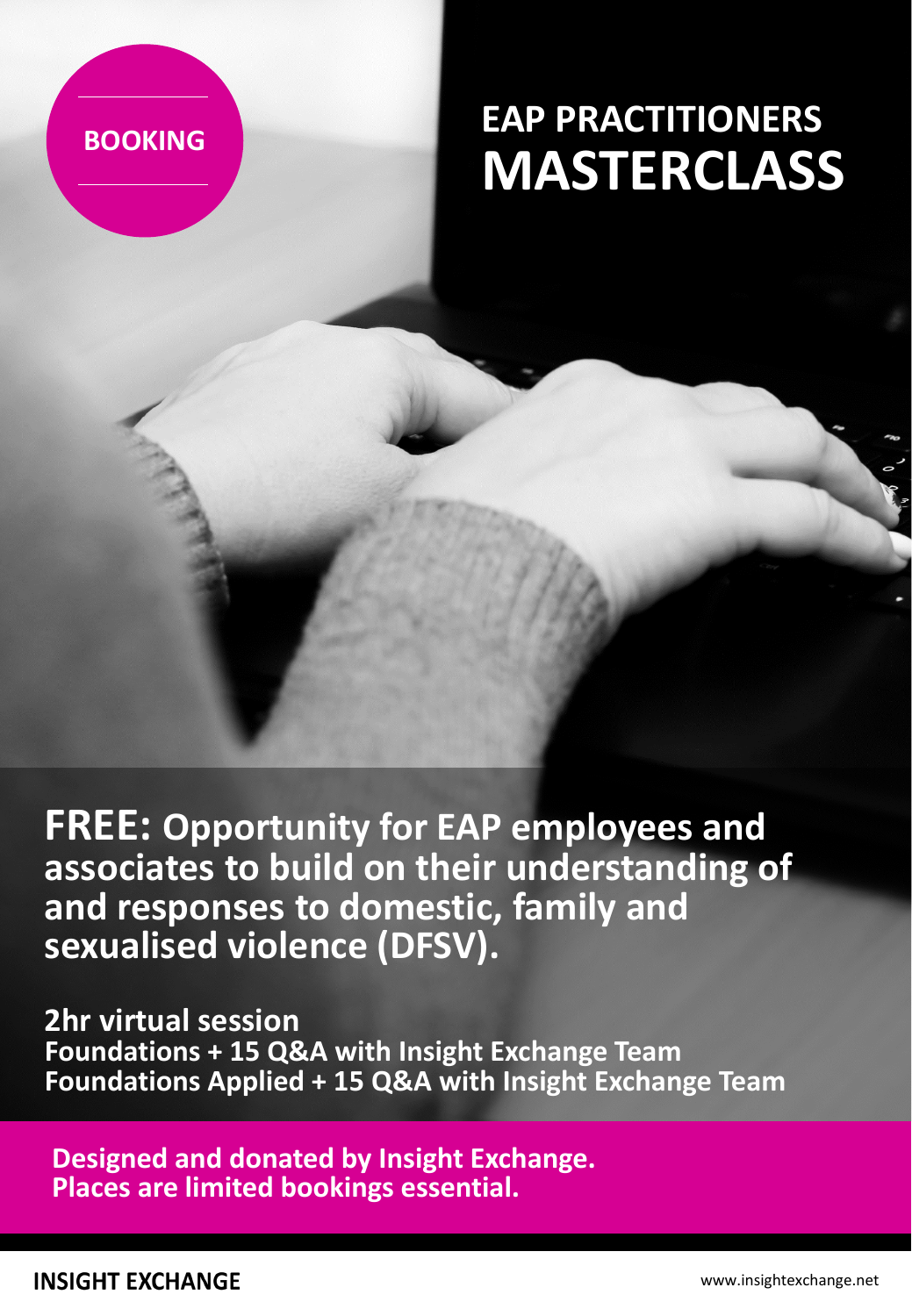BOOKING

# EAP PRACTITIONERS MASTERCLASS

**FREE: Opportunity for EAP employees and associates to build on their understanding of and responses to domestic, family and sexualised violence (DFSV).**

**2hr virtual session**
**Foundations + 15 Q&A with Insight Exchange Team**
**Foundations Applied + 15 Q&A with Insight Exchange Team**

**Designed and donated by Insight Exchange.**
**Places are limited bookings essential.**

**INSIGHT EXCHANGE**

www.insightexchange.net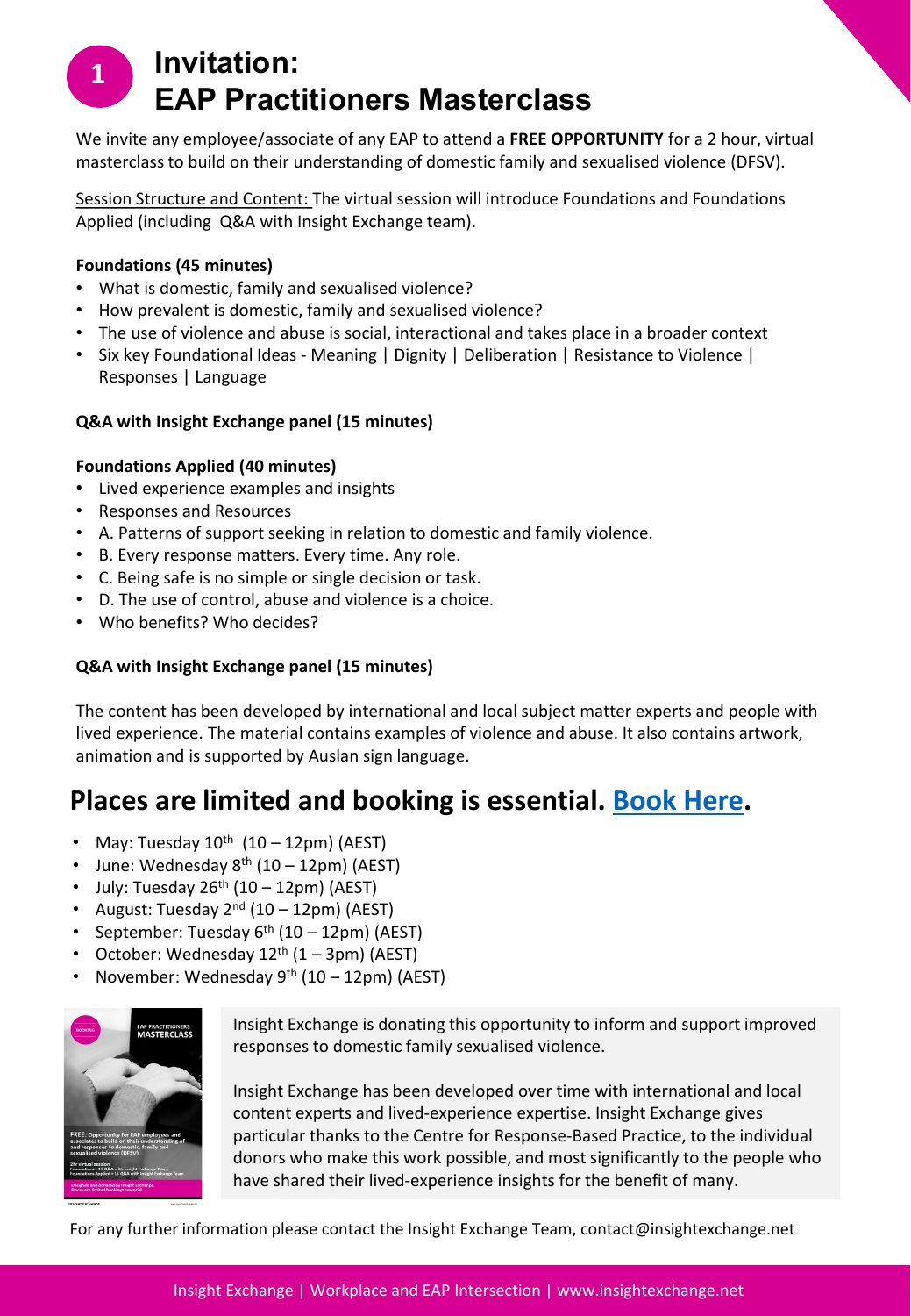# 1 Invitation: EAP Practitioners Masterclass

We invite any employee/associate of any EAP to attend a **FREE OPPORTUNITY** for a 2 hour, virtual masterclass to build on their understanding of domestic family and sexualised violence (DFSV).

Session Structure and Content: The virtual session will introduce Foundations and Foundations Applied (including Q&A with Insight Exchange team).

**Foundations (45 minutes)**

- What is domestic, family and sexualised violence?
- How prevalent is domestic, family and sexualised violence?
- The use of violence and abuse is social, interactional and takes place in a broader context
- Six key Foundational Ideas - Meaning | Dignity | Deliberation | Resistance to Violence | Responses | Language

**Q&A with Insight Exchange panel (15 minutes)**

**Foundations Applied (40 minutes)**

- Lived experience examples and insights
- Responses and Resources
- A. Patterns of support seeking in relation to domestic and family violence.
- B. Every response matters. Every time. Any role.
- C. Being safe is no simple or single decision or task.
- D. The use of control, abuse and violence is a choice.
- Who benefits? Who decides?

**Q&A with Insight Exchange panel (15 minutes)**

The content has been developed by international and local subject matter experts and people with lived experience. The material contains examples of violence and abuse. It also contains artwork, animation and is supported by Auslan sign language.

## Places are limited and booking is essential. Book Here.

- May: Tuesday 10th (10 – 12pm) (AEST)
- June: Wednesday 8th (10 – 12pm) (AEST)
- July: Tuesday 26th (10 – 12pm) (AEST)
- August: Tuesday 2nd (10 – 12pm) (AEST)
- September: Tuesday 6th (10 – 12pm) (AEST)
- October: Wednesday 12th (1 – 3pm) (AEST)
- November: Wednesday 9th (10 – 12pm) (AEST)

Insight Exchange is donating this opportunity to inform and support improved responses to domestic family sexualised violence.

Insight Exchange has been developed over time with international and local content experts and lived-experience expertise. Insight Exchange gives particular thanks to the Centre for Response-Based Practice, to the individual donors who make this work possible, and most significantly to the people who have shared their lived-experience insights for the benefit of many.

For any further information please contact the Insight Exchange Team, contact@insightexchange.net